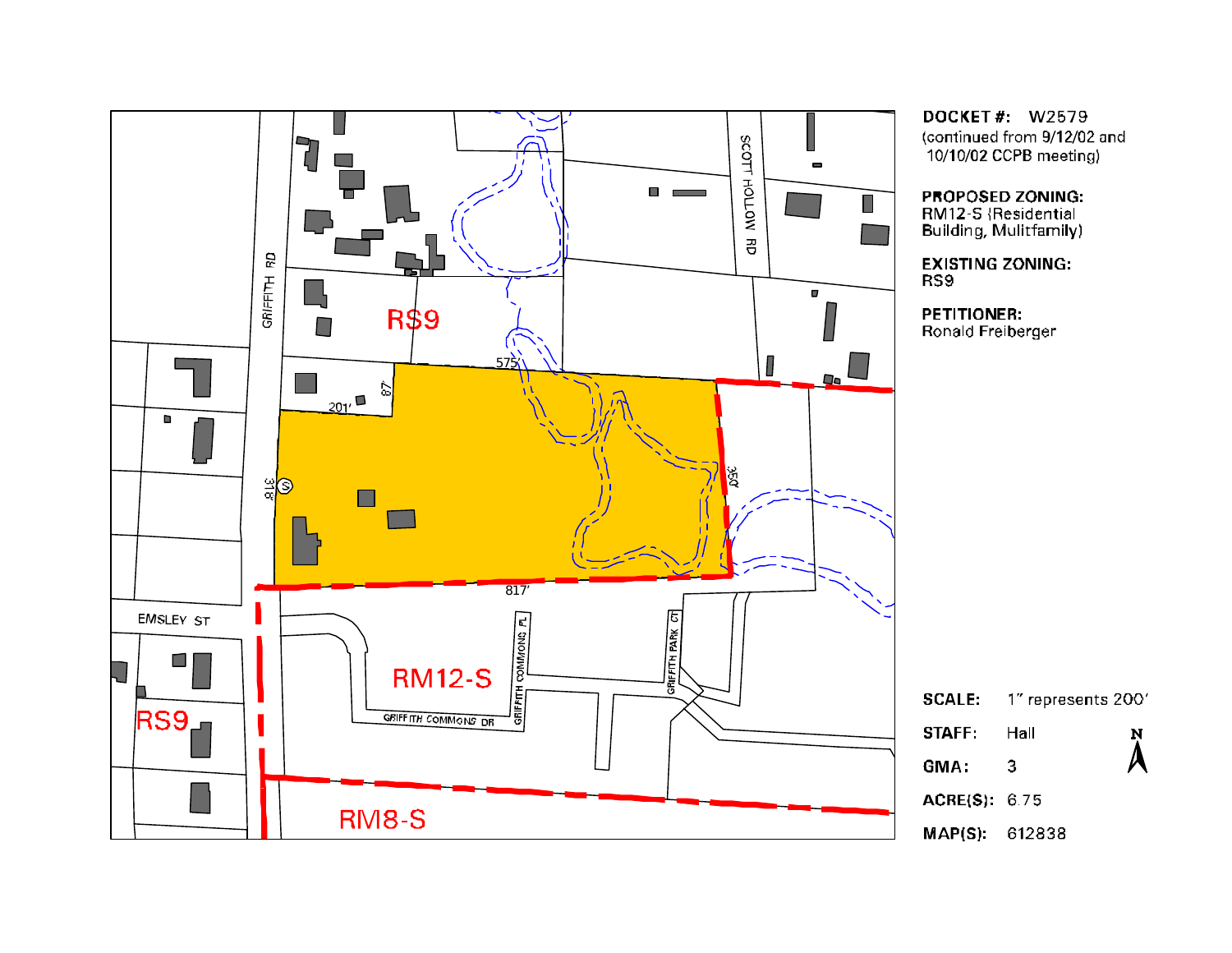**DOCKET #:** W2579
(continued from 9/12/02 and 10/10/02 CCPB meeting)

**PROPOSED ZONING:**
RM12-S (Residential Building, Mulitfamily)

**EXISTING ZONING:**
RS9

**PETITIONER:**
Ronald Freiberger

**SCALE:** 1" represents 200'

**STAFF:** Hall

**GMA:** 3

**ACRE(S):** 6.75

**MAP(S):** 612838

GRIFFITH RD
SCOTT HOLLOW RD
EMSLEY ST
GRIFFITH COMMONS DR
GRIFFITH COMMONS PL
GRIFFITH PARK CT

RS9
RS9
RM12-S
RM8-S

575'
87'
201'
318'
350'
817'

N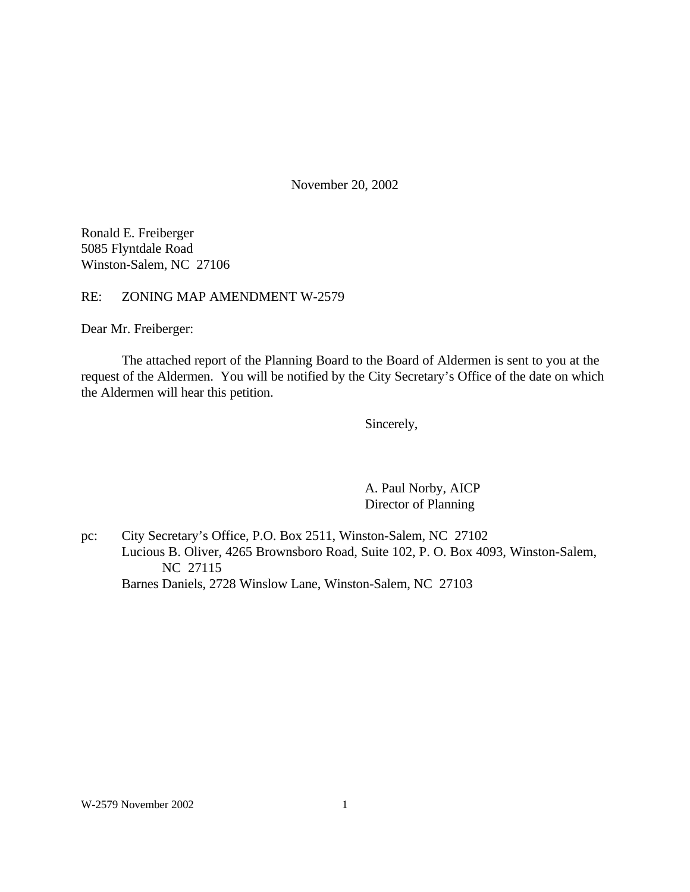November 20, 2002

Ronald E. Freiberger
5085 Flyntdale Road
Winston-Salem, NC 27106

RE: ZONING MAP AMENDMENT W-2579

Dear Mr. Freiberger:

The attached report of the Planning Board to the Board of Aldermen is sent to you at the request of the Aldermen. You will be notified by the City Secretary's Office of the date on which the Aldermen will hear this petition.

Sincerely,

A. Paul Norby, AICP
Director of Planning

pc: City Secretary's Office, P.O. Box 2511, Winston-Salem, NC 27102
Lucious B. Oliver, 4265 Brownsboro Road, Suite 102, P. O. Box 4093, Winston-Salem, NC 27115
Barnes Daniels, 2728 Winslow Lane, Winston-Salem, NC 27103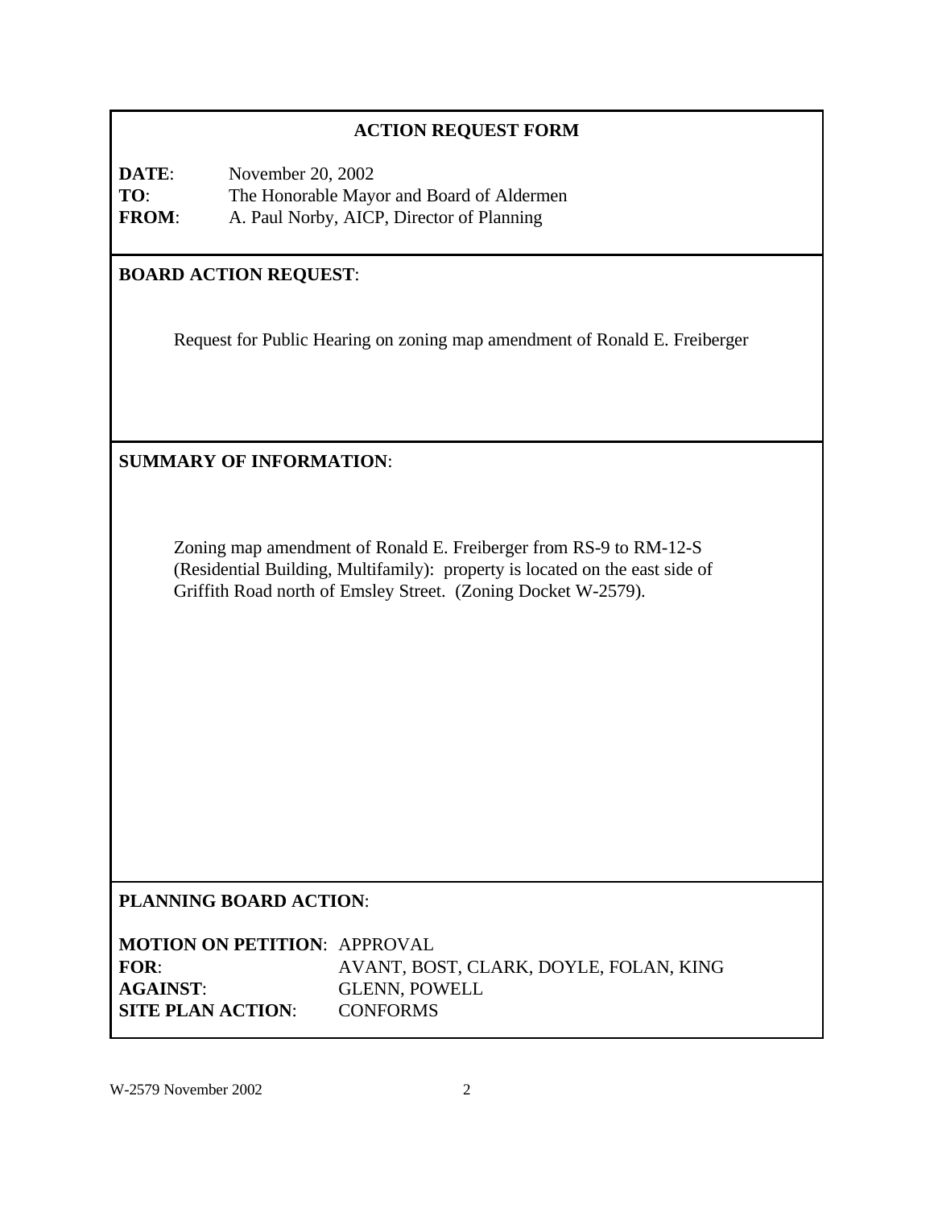## ACTION REQUEST FORM

**DATE**: November 20, 2002
**TO**: The Honorable Mayor and Board of Aldermen
**FROM**: A. Paul Norby, AICP, Director of Planning

**BOARD ACTION REQUEST**:

Request for Public Hearing on zoning map amendment of Ronald E. Freiberger

**SUMMARY OF INFORMATION**:

Zoning map amendment of Ronald E. Freiberger from RS-9 to RM-12-S (Residential Building, Multifamily): property is located on the east side of Griffith Road north of Emsley Street. (Zoning Docket W-2579).

**PLANNING BOARD ACTION**:

**MOTION ON PETITION**: APPROVAL
**FOR**: AVANT, BOST, CLARK, DOYLE, FOLAN, KING
**AGAINST**: GLENN, POWELL
**SITE PLAN ACTION**: CONFORMS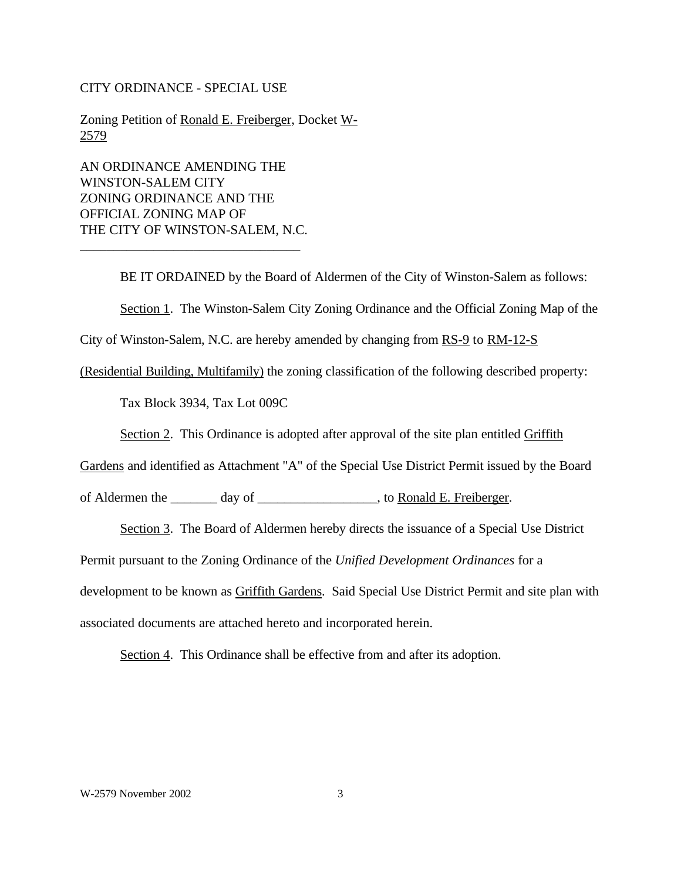CITY ORDINANCE - SPECIAL USE

Zoning Petition of Ronald E. Freiberger, Docket W-2579

AN ORDINANCE AMENDING THE
WINSTON-SALEM CITY
ZONING ORDINANCE AND THE
OFFICIAL ZONING MAP OF
THE CITY OF WINSTON-SALEM, N.C.

---

BE IT ORDAINED by the Board of Aldermen of the City of Winston-Salem as follows:

Section 1. The Winston-Salem City Zoning Ordinance and the Official Zoning Map of the City of Winston-Salem, N.C. are hereby amended by changing from RS-9 to RM-12-S (Residential Building, Multifamily) the zoning classification of the following described property:

Tax Block 3934, Tax Lot 009C

Section 2. This Ordinance is adopted after approval of the site plan entitled Griffith Gardens and identified as Attachment "A" of the Special Use District Permit issued by the Board of Aldermen the _______ day of __________________, to Ronald E. Freiberger.

Section 3. The Board of Aldermen hereby directs the issuance of a Special Use District Permit pursuant to the Zoning Ordinance of the *Unified Development Ordinances* for a development to be known as Griffith Gardens. Said Special Use District Permit and site plan with associated documents are attached hereto and incorporated herein.

Section 4. This Ordinance shall be effective from and after its adoption.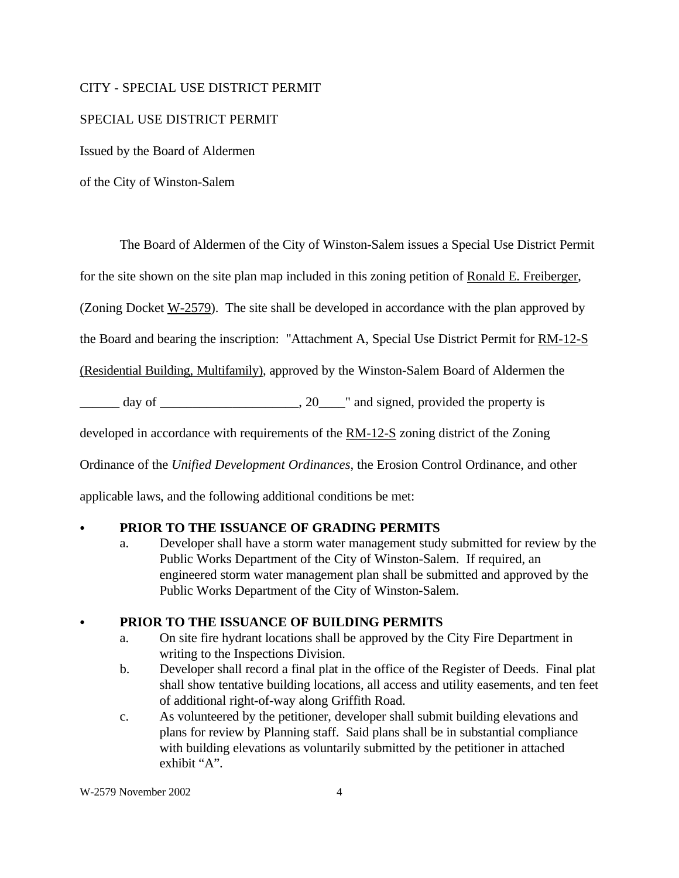CITY - SPECIAL USE DISTRICT PERMIT

SPECIAL USE DISTRICT PERMIT

Issued by the Board of Aldermen

of the City of Winston-Salem

The Board of Aldermen of the City of Winston-Salem issues a Special Use District Permit for the site shown on the site plan map included in this zoning petition of <u>Ronald E. Freiberger</u>, (Zoning Docket <u>W-2579</u>). The site shall be developed in accordance with the plan approved by the Board and bearing the inscription: "Attachment A, Special Use District Permit for <u>RM-12-S (Residential Building, Multifamily)</u>, approved by the Winston-Salem Board of Aldermen the ______ day of _____________________, 20____" and signed, provided the property is developed in accordance with requirements of the <u>RM-12-S</u> zoning district of the Zoning Ordinance of the *Unified Development Ordinances*, the Erosion Control Ordinance, and other applicable laws, and the following additional conditions be met:

- **PRIOR TO THE ISSUANCE OF GRADING PERMITS**
  a. Developer shall have a storm water management study submitted for review by the Public Works Department of the City of Winston-Salem. If required, an engineered storm water management plan shall be submitted and approved by the Public Works Department of the City of Winston-Salem.

- **PRIOR TO THE ISSUANCE OF BUILDING PERMITS**
  a. On site fire hydrant locations shall be approved by the City Fire Department in writing to the Inspections Division.
  b. Developer shall record a final plat in the office of the Register of Deeds. Final plat shall show tentative building locations, all access and utility easements, and ten feet of additional right-of-way along Griffith Road.
  c. As volunteered by the petitioner, developer shall submit building elevations and plans for review by Planning staff. Said plans shall be in substantial compliance with building elevations as voluntarily submitted by the petitioner in attached exhibit “A”.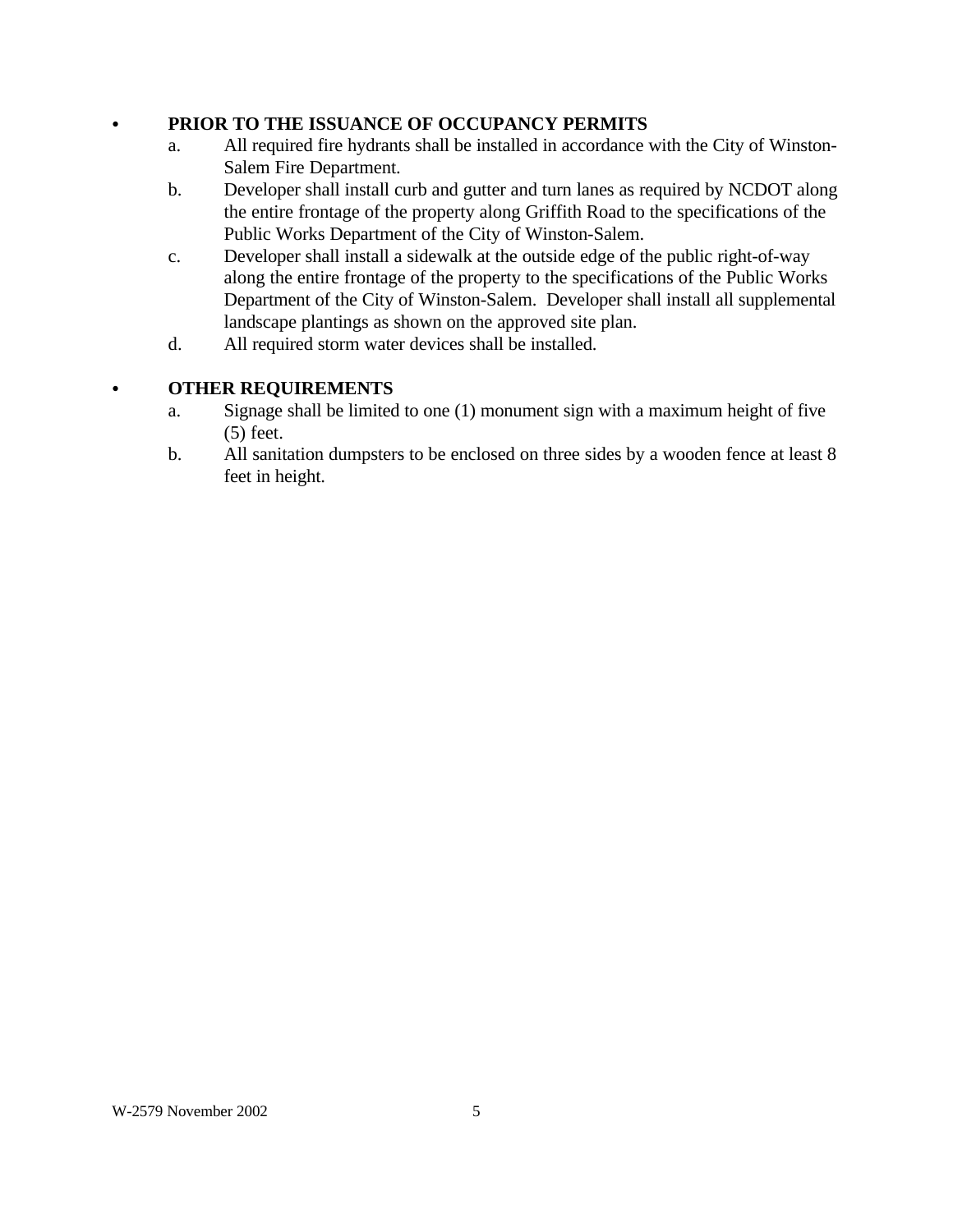- **PRIOR TO THE ISSUANCE OF OCCUPANCY PERMITS**
    a. All required fire hydrants shall be installed in accordance with the City of Winston-Salem Fire Department.
    b. Developer shall install curb and gutter and turn lanes as required by NCDOT along the entire frontage of the property along Griffith Road to the specifications of the Public Works Department of the City of Winston-Salem.
    c. Developer shall install a sidewalk at the outside edge of the public right-of-way along the entire frontage of the property to the specifications of the Public Works Department of the City of Winston-Salem. Developer shall install all supplemental landscape plantings as shown on the approved site plan.
    d. All required storm water devices shall be installed.

- **OTHER REQUIREMENTS**
    a. Signage shall be limited to one (1) monument sign with a maximum height of five (5) feet.
    b. All sanitation dumpsters to be enclosed on three sides by a wooden fence at least 8 feet in height.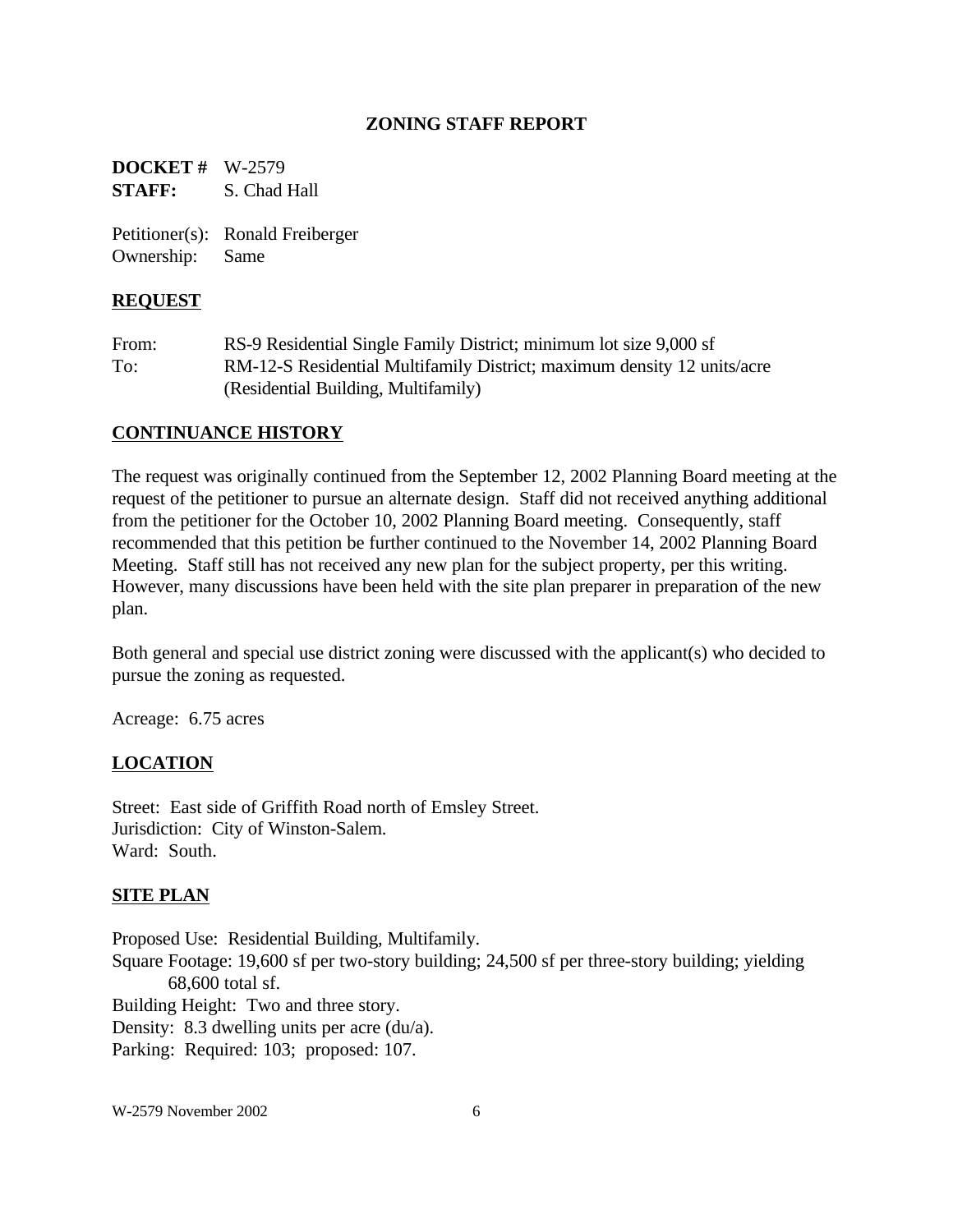## ZONING STAFF REPORT

**DOCKET #** W-2579
**STAFF:** S. Chad Hall

Petitioner(s): Ronald Freiberger
Ownership: Same

### REQUEST

From: RS-9 Residential Single Family District; minimum lot size 9,000 sf
To: RM-12-S Residential Multifamily District; maximum density 12 units/acre (Residential Building, Multifamily)

### CONTINUANCE HISTORY

The request was originally continued from the September 12, 2002 Planning Board meeting at the request of the petitioner to pursue an alternate design. Staff did not received anything additional from the petitioner for the October 10, 2002 Planning Board meeting. Consequently, staff recommended that this petition be further continued to the November 14, 2002 Planning Board Meeting. Staff still has not received any new plan for the subject property, per this writing. However, many discussions have been held with the site plan preparer in preparation of the new plan.

Both general and special use district zoning were discussed with the applicant(s) who decided to pursue the zoning as requested.

Acreage: 6.75 acres

### LOCATION

Street: East side of Griffith Road north of Emsley Street.
Jurisdiction: City of Winston-Salem.
Ward: South.

### SITE PLAN

Proposed Use: Residential Building, Multifamily.
Square Footage: 19,600 sf per two-story building; 24,500 sf per three-story building; yielding 68,600 total sf.
Building Height: Two and three story.
Density: 8.3 dwelling units per acre (du/a).
Parking: Required: 103; proposed: 107.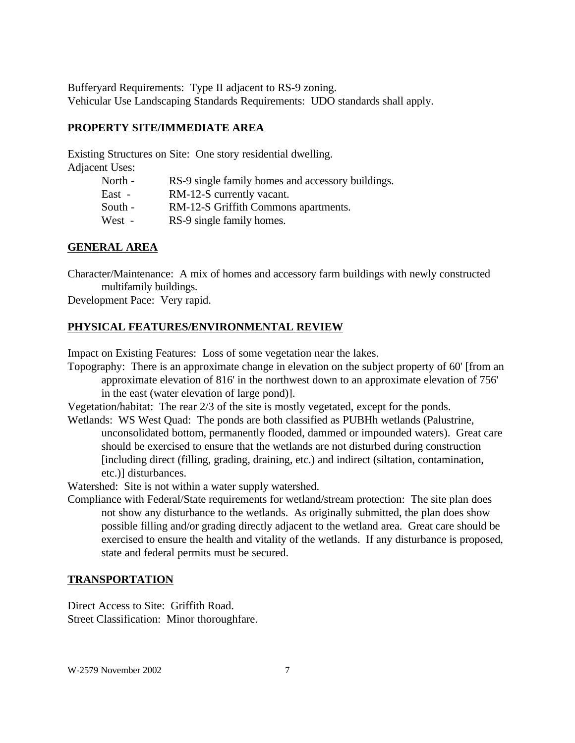Bufferyard Requirements: Type II adjacent to RS-9 zoning.
Vehicular Use Landscaping Standards Requirements: UDO standards shall apply.

## PROPERTY SITE/IMMEDIATE AREA

Existing Structures on Site: One story residential dwelling.
Adjacent Uses:

- North - RS-9 single family homes and accessory buildings.
- East - RM-12-S currently vacant.
- South - RM-12-S Griffith Commons apartments.
- West - RS-9 single family homes.

## GENERAL AREA

Character/Maintenance: A mix of homes and accessory farm buildings with newly constructed multifamily buildings.
Development Pace: Very rapid.

## PHYSICAL FEATURES/ENVIRONMENTAL REVIEW

Impact on Existing Features: Loss of some vegetation near the lakes.
Topography: There is an approximate change in elevation on the subject property of 60' [from an approximate elevation of 816' in the northwest down to an approximate elevation of 756' in the east (water elevation of large pond)].
Vegetation/habitat: The rear 2/3 of the site is mostly vegetated, except for the ponds.
Wetlands: WS West Quad: The ponds are both classified as PUBHh wetlands (Palustrine, unconsolidated bottom, permanently flooded, dammed or impounded waters). Great care should be exercised to ensure that the wetlands are not disturbed during construction [including direct (filling, grading, draining, etc.) and indirect (siltation, contamination, etc.)] disturbances.
Watershed: Site is not within a water supply watershed.
Compliance with Federal/State requirements for wetland/stream protection: The site plan does not show any disturbance to the wetlands. As originally submitted, the plan does show possible filling and/or grading directly adjacent to the wetland area. Great care should be exercised to ensure the health and vitality of the wetlands. If any disturbance is proposed, state and federal permits must be secured.

## TRANSPORTATION

Direct Access to Site: Griffith Road.
Street Classification: Minor thoroughfare.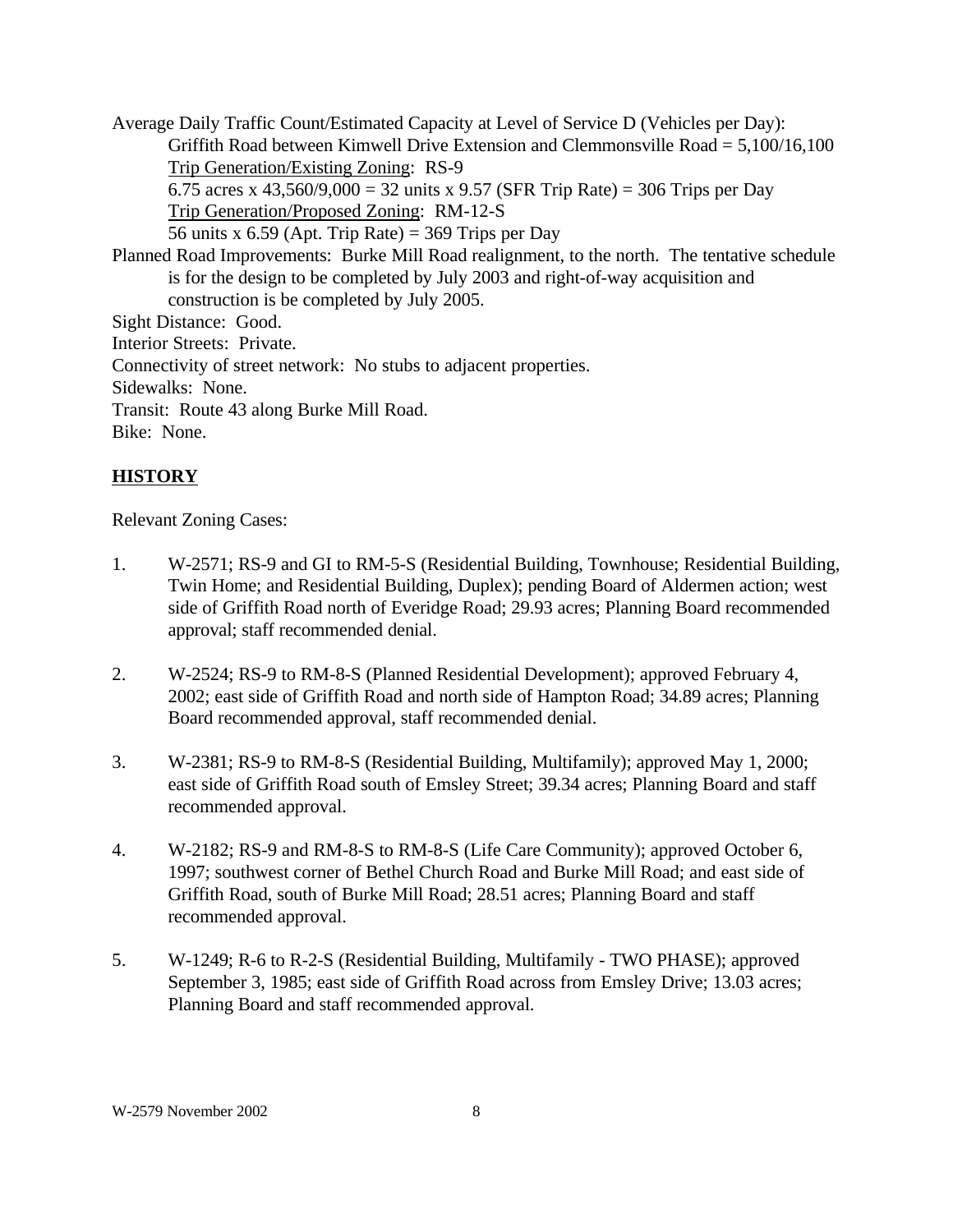Average Daily Traffic Count/Estimated Capacity at Level of Service D (Vehicles per Day):

Griffith Road between Kimwell Drive Extension and Clemmonsville Road = 5,100/16,100

Trip Generation/Existing Zoning: RS-9

6.75 acres x 43,560/9,000 = 32 units x 9.57 (SFR Trip Rate) = 306 Trips per Day

Trip Generation/Proposed Zoning: RM-12-S

56 units x 6.59 (Apt. Trip Rate) = 369 Trips per Day

Planned Road Improvements: Burke Mill Road realignment, to the north. The tentative schedule is for the design to be completed by July 2003 and right-of-way acquisition and construction is be completed by July 2005.

Sight Distance: Good.

Interior Streets: Private.

Connectivity of street network: No stubs to adjacent properties.

Sidewalks: None.

Transit: Route 43 along Burke Mill Road.

Bike: None.

## HISTORY

Relevant Zoning Cases:

1. W-2571; RS-9 and GI to RM-5-S (Residential Building, Townhouse; Residential Building, Twin Home; and Residential Building, Duplex); pending Board of Aldermen action; west side of Griffith Road north of Everidge Road; 29.93 acres; Planning Board recommended approval; staff recommended denial.

2. W-2524; RS-9 to RM-8-S (Planned Residential Development); approved February 4, 2002; east side of Griffith Road and north side of Hampton Road; 34.89 acres; Planning Board recommended approval, staff recommended denial.

3. W-2381; RS-9 to RM-8-S (Residential Building, Multifamily); approved May 1, 2000; east side of Griffith Road south of Emsley Street; 39.34 acres; Planning Board and staff recommended approval.

4. W-2182; RS-9 and RM-8-S to RM-8-S (Life Care Community); approved October 6, 1997; southwest corner of Bethel Church Road and Burke Mill Road; and east side of Griffith Road, south of Burke Mill Road; 28.51 acres; Planning Board and staff recommended approval.

5. W-1249; R-6 to R-2-S (Residential Building, Multifamily - TWO PHASE); approved September 3, 1985; east side of Griffith Road across from Emsley Drive; 13.03 acres; Planning Board and staff recommended approval.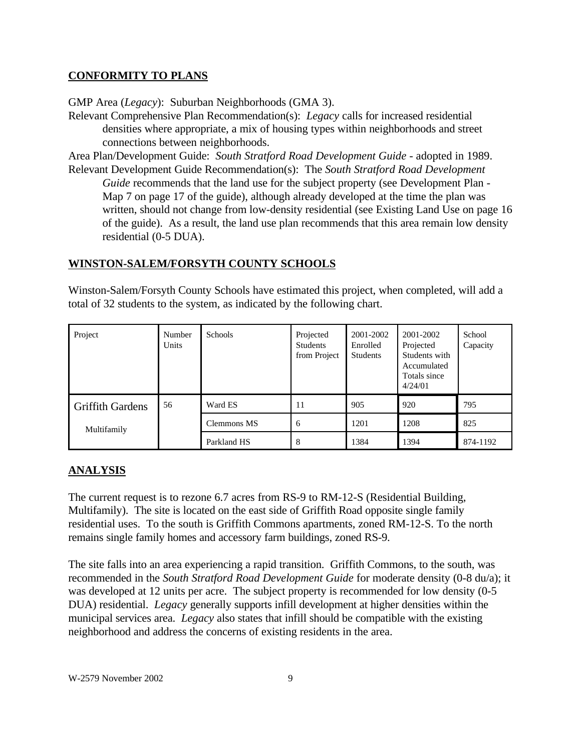## CONFORMITY TO PLANS

GMP Area (*Legacy*): Suburban Neighborhoods (GMA 3).

Relevant Comprehensive Plan Recommendation(s): *Legacy* calls for increased residential densities where appropriate, a mix of housing types within neighborhoods and street connections between neighborhoods.

Area Plan/Development Guide: *South Stratford Road Development Guide* - adopted in 1989.

Relevant Development Guide Recommendation(s): The *South Stratford Road Development Guide* recommends that the land use for the subject property (see Development Plan - Map 7 on page 17 of the guide), although already developed at the time the plan was written, should not change from low-density residential (see Existing Land Use on page 16 of the guide). As a result, the land use plan recommends that this area remain low density residential (0-5 DUA).

## WINSTON-SALEM/FORSYTH COUNTY SCHOOLS

Winston-Salem/Forsyth County Schools have estimated this project, when completed, will add a total of 32 students to the system, as indicated by the following chart.

| Project | Number Units | Schools | Projected Students from Project | 2001-2002 Enrolled Students | 2001-2002 Projected Students with Accumulated Totals since 4/24/01 | School Capacity |
|---|---|---|---|---|---|---|
| Griffith Gardens Multifamily | 56 | Ward ES | 11 | 905 | 920 | 795 |
| | | Clemmons MS | 6 | 1201 | 1208 | 825 |
| | | Parkland HS | 8 | 1384 | 1394 | 874-1192 |

## ANALYSIS

The current request is to rezone 6.7 acres from RS-9 to RM-12-S (Residential Building, Multifamily). The site is located on the east side of Griffith Road opposite single family residential uses. To the south is Griffith Commons apartments, zoned RM-12-S. To the north remains single family homes and accessory farm buildings, zoned RS-9.

The site falls into an area experiencing a rapid transition. Griffith Commons, to the south, was recommended in the *South Stratford Road Development Guide* for moderate density (0-8 du/a); it was developed at 12 units per acre. The subject property is recommended for low density (0-5 DUA) residential. *Legacy* generally supports infill development at higher densities within the municipal services area. *Legacy* also states that infill should be compatible with the existing neighborhood and address the concerns of existing residents in the area.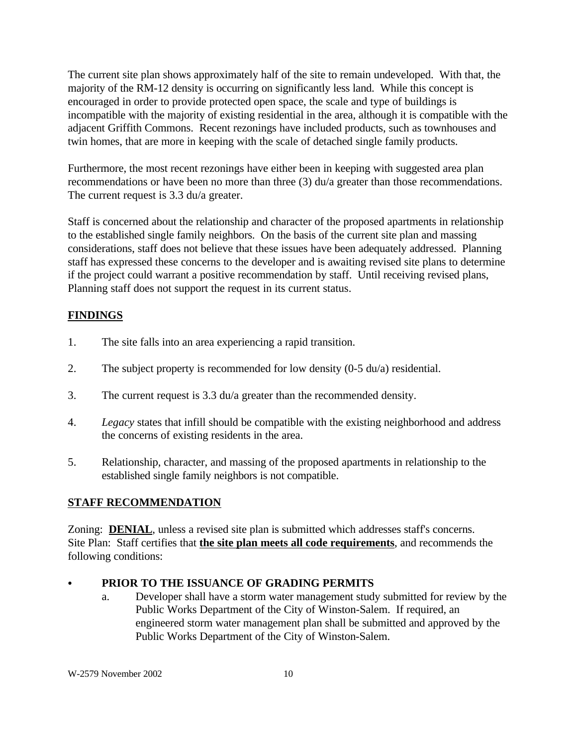The current site plan shows approximately half of the site to remain undeveloped. With that, the majority of the RM-12 density is occurring on significantly less land. While this concept is encouraged in order to provide protected open space, the scale and type of buildings is incompatible with the majority of existing residential in the area, although it is compatible with the adjacent Griffith Commons. Recent rezonings have included products, such as townhouses and twin homes, that are more in keeping with the scale of detached single family products.

Furthermore, the most recent rezonings have either been in keeping with suggested area plan recommendations or have been no more than three (3) du/a greater than those recommendations. The current request is 3.3 du/a greater.

Staff is concerned about the relationship and character of the proposed apartments in relationship to the established single family neighbors. On the basis of the current site plan and massing considerations, staff does not believe that these issues have been adequately addressed. Planning staff has expressed these concerns to the developer and is awaiting revised site plans to determine if the project could warrant a positive recommendation by staff. Until receiving revised plans, Planning staff does not support the request in its current status.

## FINDINGS

1. The site falls into an area experiencing a rapid transition.
2. The subject property is recommended for low density (0-5 du/a) residential.
3. The current request is 3.3 du/a greater than the recommended density.
4. *Legacy* states that infill should be compatible with the existing neighborhood and address the concerns of existing residents in the area.
5. Relationship, character, and massing of the proposed apartments in relationship to the established single family neighbors is not compatible.

## STAFF RECOMMENDATION

Zoning: **DENIAL**, unless a revised site plan is submitted which addresses staff's concerns.
Site Plan: Staff certifies that **the site plan meets all code requirements**, and recommends the following conditions:

- **PRIOR TO THE ISSUANCE OF GRADING PERMITS**
  a. Developer shall have a storm water management study submitted for review by the Public Works Department of the City of Winston-Salem. If required, an engineered storm water management plan shall be submitted and approved by the Public Works Department of the City of Winston-Salem.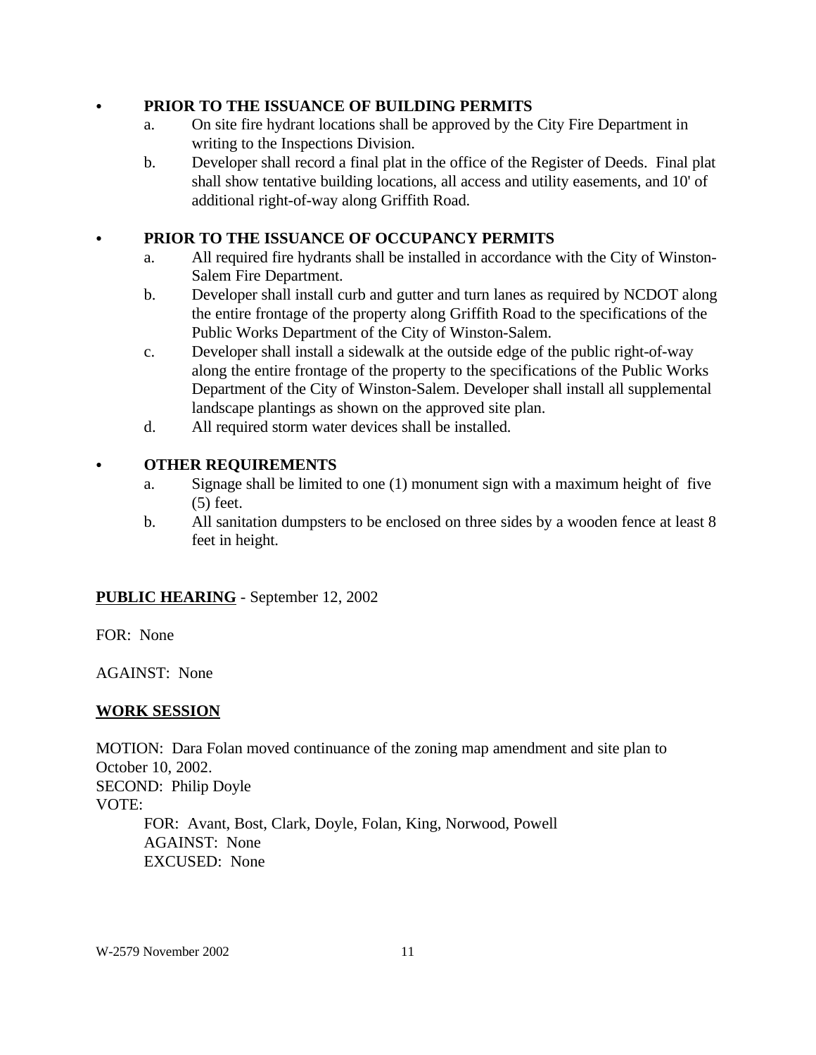- **PRIOR TO THE ISSUANCE OF BUILDING PERMITS**
  a. On site fire hydrant locations shall be approved by the City Fire Department in writing to the Inspections Division.
  b. Developer shall record a final plat in the office of the Register of Deeds. Final plat shall show tentative building locations, all access and utility easements, and 10' of additional right-of-way along Griffith Road.

- **PRIOR TO THE ISSUANCE OF OCCUPANCY PERMITS**
  a. All required fire hydrants shall be installed in accordance with the City of Winston-Salem Fire Department.
  b. Developer shall install curb and gutter and turn lanes as required by NCDOT along the entire frontage of the property along Griffith Road to the specifications of the Public Works Department of the City of Winston-Salem.
  c. Developer shall install a sidewalk at the outside edge of the public right-of-way along the entire frontage of the property to the specifications of the Public Works Department of the City of Winston-Salem. Developer shall install all supplemental landscape plantings as shown on the approved site plan.
  d. All required storm water devices shall be installed.

- **OTHER REQUIREMENTS**
  a. Signage shall be limited to one (1) monument sign with a maximum height of five (5) feet.
  b. All sanitation dumpsters to be enclosed on three sides by a wooden fence at least 8 feet in height.

**PUBLIC HEARING** - September 12, 2002

FOR: None

AGAINST: None

**WORK SESSION**

MOTION: Dara Folan moved continuance of the zoning map amendment and site plan to October 10, 2002.
SECOND: Philip Doyle
VOTE:
FOR: Avant, Bost, Clark, Doyle, Folan, King, Norwood, Powell
AGAINST: None
EXCUSED: None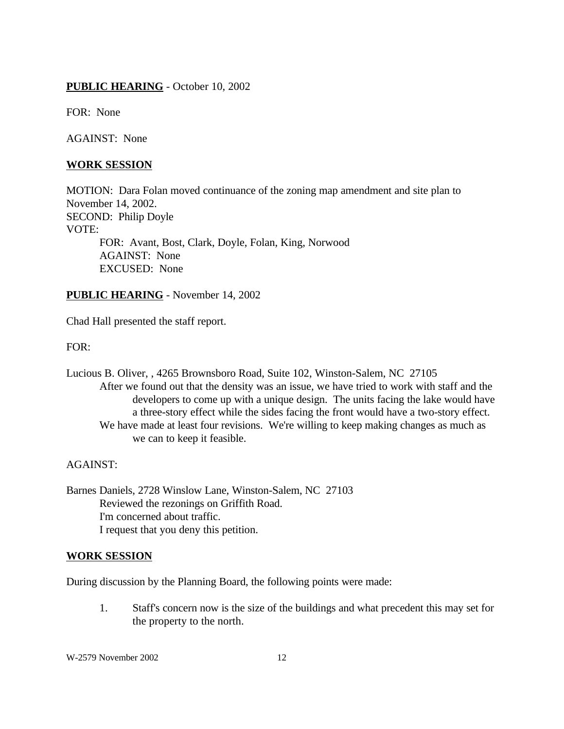**PUBLIC HEARING** - October 10, 2002

FOR: None

AGAINST: None

**WORK SESSION**

MOTION: Dara Folan moved continuance of the zoning map amendment and site plan to November 14, 2002.
SECOND: Philip Doyle
VOTE:

FOR: Avant, Bost, Clark, Doyle, Folan, King, Norwood
AGAINST: None
EXCUSED: None

**PUBLIC HEARING** - November 14, 2002

Chad Hall presented the staff report.

FOR:

Lucious B. Oliver, , 4265 Brownsboro Road, Suite 102, Winston-Salem, NC 27105

After we found out that the density was an issue, we have tried to work with staff and the developers to come up with a unique design. The units facing the lake would have a three-story effect while the sides facing the front would have a two-story effect.

We have made at least four revisions. We're willing to keep making changes as much as we can to keep it feasible.

AGAINST:

Barnes Daniels, 2728 Winslow Lane, Winston-Salem, NC 27103

Reviewed the rezonings on Griffith Road.
I'm concerned about traffic.
I request that you deny this petition.

**WORK SESSION**

During discussion by the Planning Board, the following points were made:

1. Staff's concern now is the size of the buildings and what precedent this may set for the property to the north.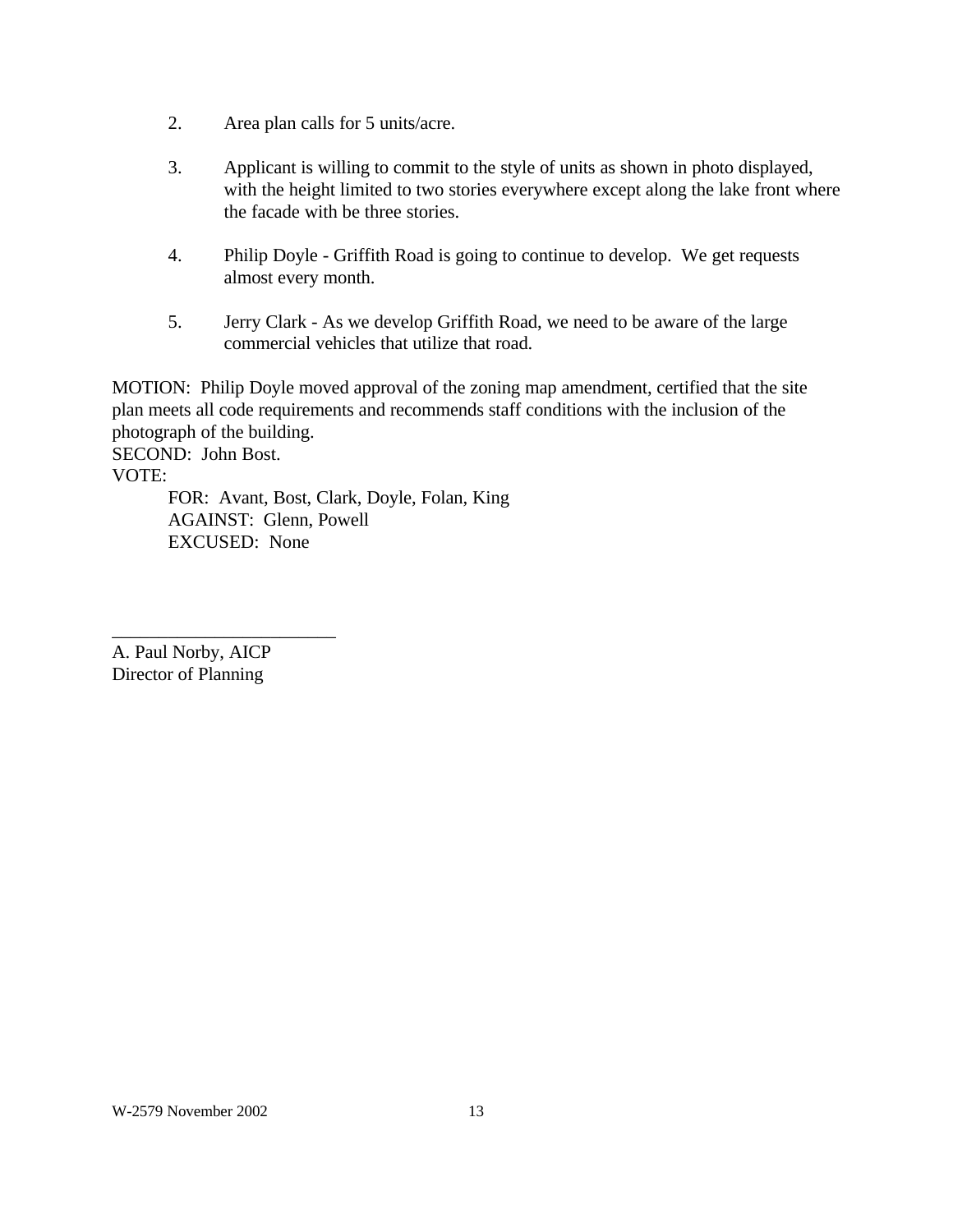2. Area plan calls for 5 units/acre.

3. Applicant is willing to commit to the style of units as shown in photo displayed, with the height limited to two stories everywhere except along the lake front where the facade with be three stories.

4. Philip Doyle - Griffith Road is going to continue to develop. We get requests almost every month.

5. Jerry Clark - As we develop Griffith Road, we need to be aware of the large commercial vehicles that utilize that road.

MOTION: Philip Doyle moved approval of the zoning map amendment, certified that the site plan meets all code requirements and recommends staff conditions with the inclusion of the photograph of the building.
SECOND: John Bost.
VOTE:
FOR: Avant, Bost, Clark, Doyle, Folan, King
AGAINST: Glenn, Powell
EXCUSED: None

\_\_\_\_\_\_\_\_\_\_\_\_\_\_\_\_\_\_\_\_\_\_\_\_\_
A. Paul Norby, AICP
Director of Planning

W-2579 November 2002